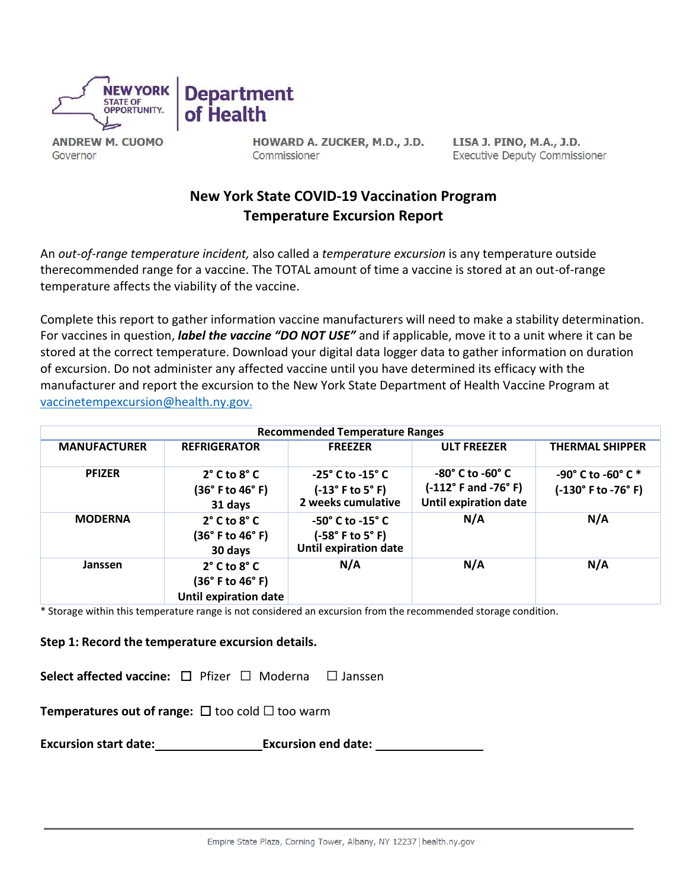NEW YORK STATE OF OPPORTUNITY | Department of Health

ANDREW M. CUOMO
Governor

HOWARD A. ZUCKER, M.D., J.D.
Commissioner

LISA J. PINO, M.A., J.D.
Executive Deputy Commissioner

# New York State COVID-19 Vaccination Program
# Temperature Excursion Report

An *out-of-range temperature incident,* also called a *temperature excursion* is any temperature outside therecommended range for a vaccine. The TOTAL amount of time a vaccine is stored at an out-of-range temperature affects the viability of the vaccine.

Complete this report to gather information vaccine manufacturers will need to make a stability determination. For vaccines in question, ***label the vaccine "DO NOT USE"*** and if applicable, move it to a unit where it can be stored at the correct temperature. Download your digital data logger data to gather information on duration of excursion. Do not administer any affected vaccine until you have determined its efficacy with the manufacturer and report the excursion to the New York State Department of Health Vaccine Program at vaccinetempexcursion@health.ny.gov.

| Recommended Temperature Ranges | | | | |
|---|---|---|---|---|
| **MANUFACTURER** | **REFRIGERATOR** | **FREEZER** | **ULT FREEZER** | **THERMAL SHIPPER** |
| **PFIZER** | **2° C to 8° C (36° F to 46° F) 31 days** | **-25° C to -15° C (-13° F to 5° F) 2 weeks cumulative** | **-80° C to -60° C (-112° F and -76° F) Until expiration date** | **-90° C to -60° C * (-130° F to -76° F)** |
| **MODERNA** | **2° C to 8° C (36° F to 46° F) 30 days** | **-50° C to -15° C (-58° F to 5° F) Until expiration date** | **N/A** | **N/A** |
| **Janssen** | **2° C to 8° C (36° F to 46° F) Until expiration date** | **N/A** | **N/A** | **N/A** |

\* Storage within this temperature range is not considered an excursion from the recommended storage condition.

**Step 1: Record the temperature excursion details.**

**Select affected vaccine:** ☐ Pfizer ☐ Moderna ☐ Janssen

**Temperatures out of range:** ☐ too cold ☐ too warm

**Excursion start date:**\_\_\_\_\_\_\_\_\_\_\_\_\_\_\_\_ **Excursion end date:** \_\_\_\_\_\_\_\_\_\_\_\_\_\_\_\_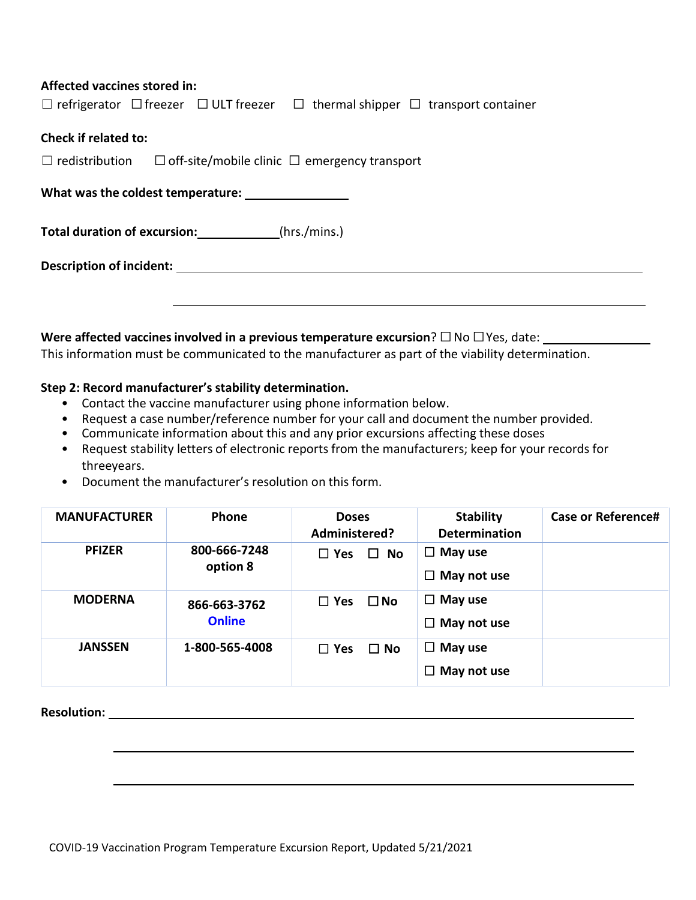**Affected vaccines stored in:**

☐ refrigerator ☐ freezer ☐ ULT freezer ☐ thermal shipper ☐ transport container

**Check if related to:**

☐ redistribution ☐ off-site/mobile clinic ☐ emergency transport

**What was the coldest temperature:** ________________

**Total duration of excursion:** ____________ (hrs./mins.)

**Description of incident:** ______________________________________________________________________

______________________________________________________________________

**Were affected vaccines involved in a previous temperature excursion**? ☐ No ☐ Yes, date: ________________

This information must be communicated to the manufacturer as part of the viability determination.

**Step 2: Record manufacturer's stability determination.**

- Contact the vaccine manufacturer using phone information below.
- Request a case number/reference number for your call and document the number provided.
- Communicate information about this and any prior excursions affecting these doses
- Request stability letters of electronic reports from the manufacturers; keep for your records for threeyears.
- Document the manufacturer's resolution on this form.

| MANUFACTURER | Phone | Doses Administered? | Stability Determination | Case or Reference# |
|---|---|---|---|---|
| PFIZER | 800-666-7248 option 8 | ☐ Yes ☐ No | ☐ May use<br>☐ May not use | |
| MODERNA | 866-663-3762 Online | ☐ Yes ☐ No | ☐ May use<br>☐ May not use | |
| JANSSEN | 1-800-565-4008 | ☐ Yes ☐ No | ☐ May use<br>☐ May not use | |

**Resolution:** ______________________________________________________________________

______________________________________________________________________

______________________________________________________________________

COVID-19 Vaccination Program Temperature Excursion Report, Updated 5/21/2021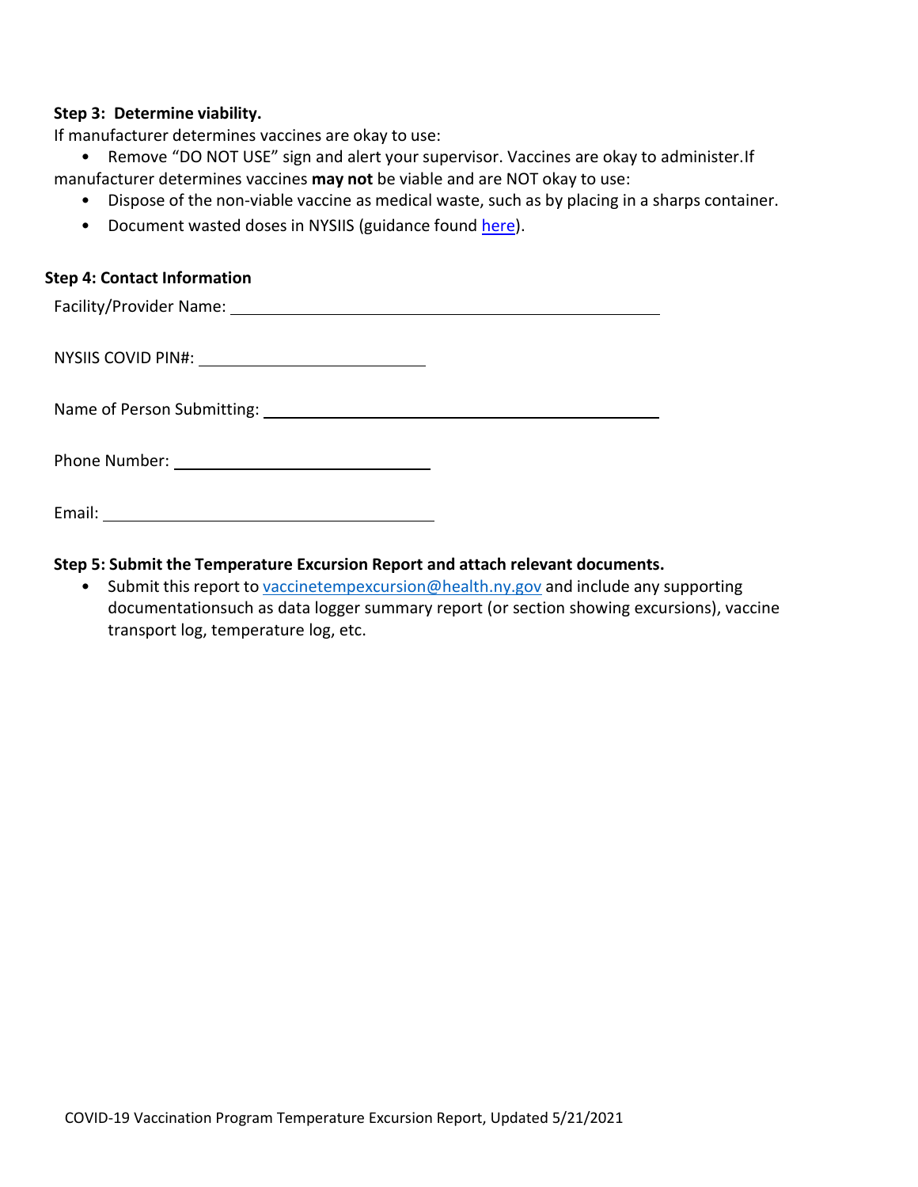**Step 3: Determine viability.**

If manufacturer determines vaccines are okay to use:

- Remove "DO NOT USE" sign and alert your supervisor. Vaccines are okay to administer.If manufacturer determines vaccines **may not** be viable and are NOT okay to use:
- Dispose of the non-viable vaccine as medical waste, such as by placing in a sharps container.
- Document wasted doses in NYSIIS (guidance found [here](here)).

**Step 4: Contact Information**

Facility/Provider Name: ______________________________

NYSIIS COVID PIN#: ______________________________

Name of Person Submitting: ______________________________

Phone Number: ______________________________

Email: ______________________________

**Step 5: Submit the Temperature Excursion Report and attach relevant documents.**

- Submit this report to [vaccinetempexcursion@health.ny.gov](mailto:vaccinetempexcursion@health.ny.gov) and include any supporting documentationsuch as data logger summary report (or section showing excursions), vaccine transport log, temperature log, etc.

COVID-19 Vaccination Program Temperature Excursion Report, Updated 5/21/2021